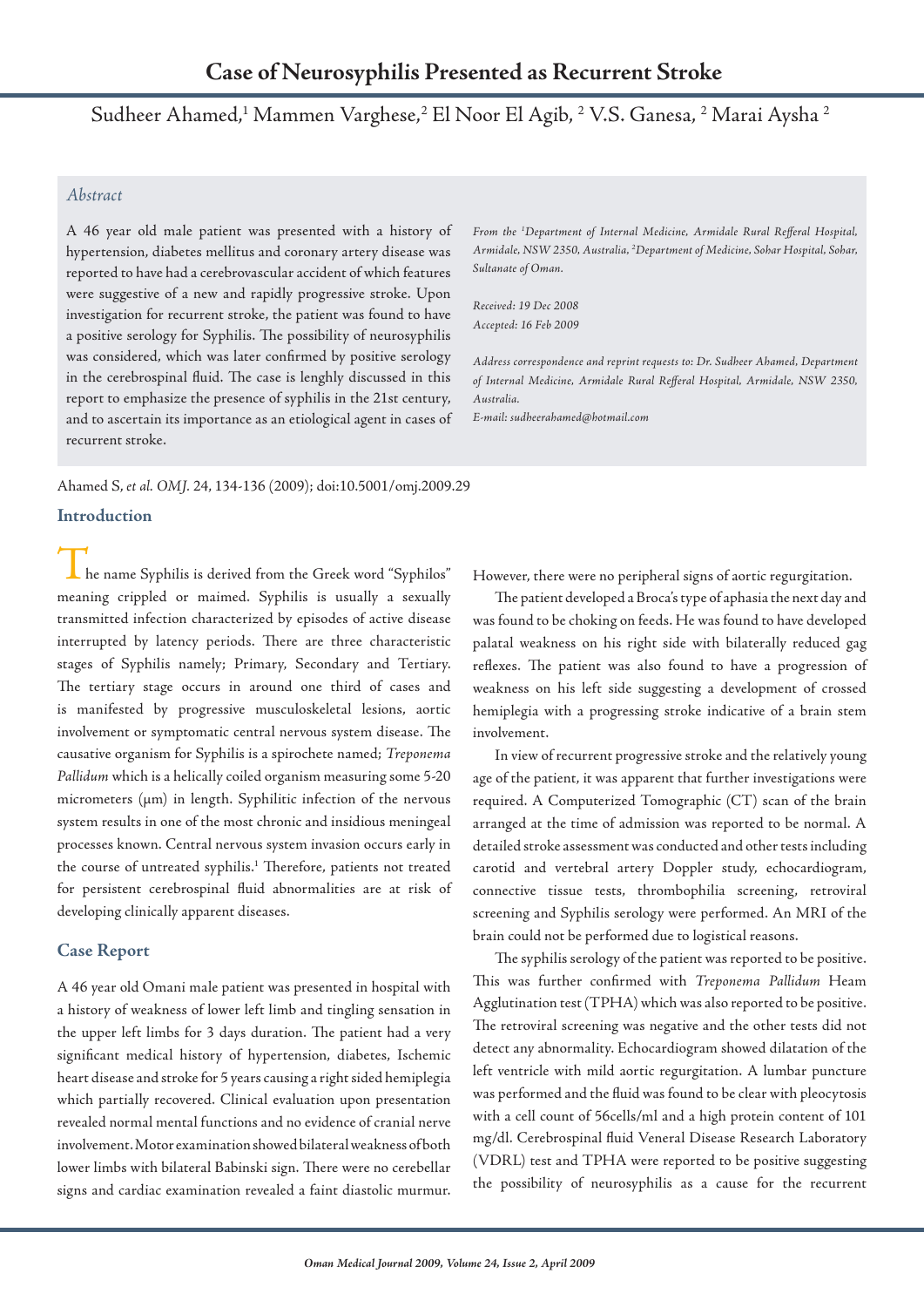# Case of Neurosyphilis Presented as Recurrent Stroke

Sudheer Ahamed,[1] Mammen Varghese,[2] El Noor El Agib, [2] V.S. Ganesa, [2] Marai Aysha [2]

## *Abstract*

A 46 year old male patient was presented with a history of hypertension, diabetes mellitus and coronary artery disease was reported to have had a cerebrovascular accident of which features were suggestive of a new and rapidly progressive stroke. Upon investigation for recurrent stroke, the patient was found to have a positive serology for Syphilis. The possibility of neurosyphilis was considered, which was later confirmed by positive serology in the cerebrospinal fluid. The case is lenghly discussed in this report to emphasize the presence of syphilis in the 21st century, and to ascertain its importance as an etiological agent in cases of recurrent stroke.

*From the [1]Department of Internal Medicine, Armidale Rural Refferal Hospital, Armidale, NSW 2350, Australia, [2]Department of Medicine, Sohar Hospital, Sohar, Sultanate of Oman.*

*Received: 19 Dec 2008*
*Accepted: 16 Feb 2009*

*Address correspondence and reprint requests to: Dr. Sudheer Ahamed, Department of Internal Medicine, Armidale Rural Refferal Hospital, Armidale, NSW 2350, Australia.*
*E-mail: sudheerahamed@hotmail.com*

Ahamed S, *et al. OMJ.* 24, 134-136 (2009); doi:10.5001/omj.2009.29

## Introduction

The name Syphilis is derived from the Greek word "Syphilos" meaning crippled or maimed. Syphilis is usually a sexually transmitted infection characterized by episodes of active disease interrupted by latency periods. There are three characteristic stages of Syphilis namely; Primary, Secondary and Tertiary. The tertiary stage occurs in around one third of cases and is manifested by progressive musculoskeletal lesions, aortic involvement or symptomatic central nervous system disease. The causative organism for Syphilis is a spirochete named; *Treponema Pallidum* which is a helically coiled organism measuring some 5-20 micrometers (μm) in length. Syphilitic infection of the nervous system results in one of the most chronic and insidious meningeal processes known. Central nervous system invasion occurs early in the course of untreated syphilis.[1] Therefore, patients not treated for persistent cerebrospinal fluid abnormalities are at risk of developing clinically apparent diseases.

## Case Report

A 46 year old Omani male patient was presented in hospital with a history of weakness of lower left limb and tingling sensation in the upper left limbs for 3 days duration. The patient had a very significant medical history of hypertension, diabetes, Ischemic heart disease and stroke for 5 years causing a right sided hemiplegia which partially recovered. Clinical evaluation upon presentation revealed normal mental functions and no evidence of cranial nerve involvement. Motor examination showed bilateral weakness of both lower limbs with bilateral Babinski sign. There were no cerebellar signs and cardiac examination revealed a faint diastolic murmur. However, there were no peripheral signs of aortic regurgitation.

The patient developed a Broca's type of aphasia the next day and was found to be choking on feeds. He was found to have developed palatal weakness on his right side with bilaterally reduced gag reflexes. The patient was also found to have a progression of weakness on his left side suggesting a development of crossed hemiplegia with a progressing stroke indicative of a brain stem involvement.

In view of recurrent progressive stroke and the relatively young age of the patient, it was apparent that further investigations were required. A Computerized Tomographic (CT) scan of the brain arranged at the time of admission was reported to be normal. A detailed stroke assessment was conducted and other tests including carotid and vertebral artery Doppler study, echocardiogram, connective tissue tests, thrombophilia screening, retroviral screening and Syphilis serology were performed. An MRI of the brain could not be performed due to logistical reasons.

The syphilis serology of the patient was reported to be positive. This was further confirmed with *Treponema Pallidum* Heam Agglutination test (TPHA) which was also reported to be positive. The retroviral screening was negative and the other tests did not detect any abnormality. Echocardiogram showed dilatation of the left ventricle with mild aortic regurgitation. A lumbar puncture was performed and the fluid was found to be clear with pleocytosis with a cell count of 56cells/ml and a high protein content of 101 mg/dl. Cerebrospinal fluid Veneral Disease Research Laboratory (VDRL) test and TPHA were reported to be positive suggesting the possibility of neurosyphilis as a cause for the recurrent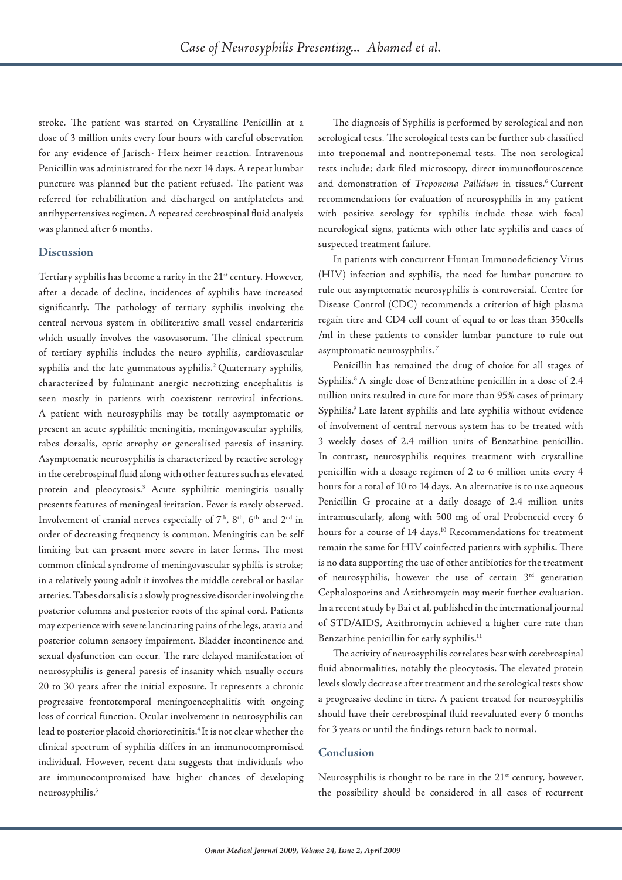stroke. The patient was started on Crystalline Penicillin at a dose of 3 million units every four hours with careful observation for any evidence of Jarisch- Herx heimer reaction. Intravenous Penicillin was administrated for the next 14 days. A repeat lumbar puncture was planned but the patient refused. The patient was referred for rehabilitation and discharged on antiplatelets and antihypertensives regimen. A repeated cerebrospinal fluid analysis was planned after 6 months.

## Discussion

Tertiary syphilis has become a rarity in the 21st century. However, after a decade of decline, incidences of syphilis have increased significantly. The pathology of tertiary syphilis involving the central nervous system in obiliterative small vessel endarteritis which usually involves the vasovasorum. The clinical spectrum of tertiary syphilis includes the neuro syphilis, cardiovascular syphilis and the late gummatous syphilis.[2] Quaternary syphilis, characterized by fulminant anergic necrotizing encephalitis is seen mostly in patients with coexistent retroviral infections. A patient with neurosyphilis may be totally asymptomatic or present an acute syphilitic meningitis, meningovascular syphilis, tabes dorsalis, optic atrophy or generalised paresis of insanity. Asymptomatic neurosyphilis is characterized by reactive serology in the cerebrospinal fluid along with other features such as elevated protein and pleocytosis.[3] Acute syphilitic meningitis usually presents features of meningeal irritation. Fever is rarely observed. Involvement of cranial nerves especially of 7th, 8th, 6th and 2nd in order of decreasing frequency is common. Meningitis can be self limiting but can present more severe in later forms. The most common clinical syndrome of meningovascular syphilis is stroke; in a relatively young adult it involves the middle cerebral or basilar arteries. Tabes dorsalis is a slowly progressive disorder involving the posterior columns and posterior roots of the spinal cord. Patients may experience with severe lancinating pains of the legs, ataxia and posterior column sensory impairment. Bladder incontinence and sexual dysfunction can occur. The rare delayed manifestation of neurosyphilis is general paresis of insanity which usually occurs 20 to 30 years after the initial exposure. It represents a chronic progressive frontotemporal meningoencephalitis with ongoing loss of cortical function. Ocular involvement in neurosyphilis can lead to posterior placoid chorioretinitis.[4] It is not clear whether the clinical spectrum of syphilis differs in an immunocompromised individual. However, recent data suggests that individuals who are immunocompromised have higher chances of developing neurosyphilis.[5]

The diagnosis of Syphilis is performed by serological and non serological tests. The serological tests can be further sub classified into treponemal and nontreponemal tests. The non serological tests include; dark filed microscopy, direct immunoflouroscence and demonstration of *Treponema Pallidum* in tissues.[6] Current recommendations for evaluation of neurosyphilis in any patient with positive serology for syphilis include those with focal neurological signs, patients with other late syphilis and cases of suspected treatment failure.

In patients with concurrent Human Immunodeficiency Virus (HIV) infection and syphilis, the need for lumbar puncture to rule out asymptomatic neurosyphilis is controversial. Centre for Disease Control (CDC) recommends a criterion of high plasma regain titre and CD4 cell count of equal to or less than 350cells /ml in these patients to consider lumbar puncture to rule out asymptomatic neurosyphilis.[7]

Penicillin has remained the drug of choice for all stages of Syphilis.[8] A single dose of Benzathine penicillin in a dose of 2.4 million units resulted in cure for more than 95% cases of primary Syphilis.[9] Late latent syphilis and late syphilis without evidence of involvement of central nervous system has to be treated with 3 weekly doses of 2.4 million units of Benzathine penicillin. In contrast, neurosyphilis requires treatment with crystalline penicillin with a dosage regimen of 2 to 6 million units every 4 hours for a total of 10 to 14 days. An alternative is to use aqueous Penicillin G procaine at a daily dosage of 2.4 million units intramuscularly, along with 500 mg of oral Probenecid every 6 hours for a course of 14 days.[10] Recommendations for treatment remain the same for HIV coinfected patients with syphilis. There is no data supporting the use of other antibiotics for the treatment of neurosyphilis, however the use of certain 3rd generation Cephalosporins and Azithromycin may merit further evaluation. In a recent study by Bai et al, published in the international journal of STD/AIDS, Azithromycin achieved a higher cure rate than Benzathine penicillin for early syphilis.[11]

The activity of neurosyphilis correlates best with cerebrospinal fluid abnormalities, notably the pleocytosis. The elevated protein levels slowly decrease after treatment and the serological tests show a progressive decline in titre. A patient treated for neurosyphilis should have their cerebrospinal fluid reevaluated every 6 months for 3 years or until the findings return back to normal.

## Conclusion

Neurosyphilis is thought to be rare in the 21st century, however, the possibility should be considered in all cases of recurrent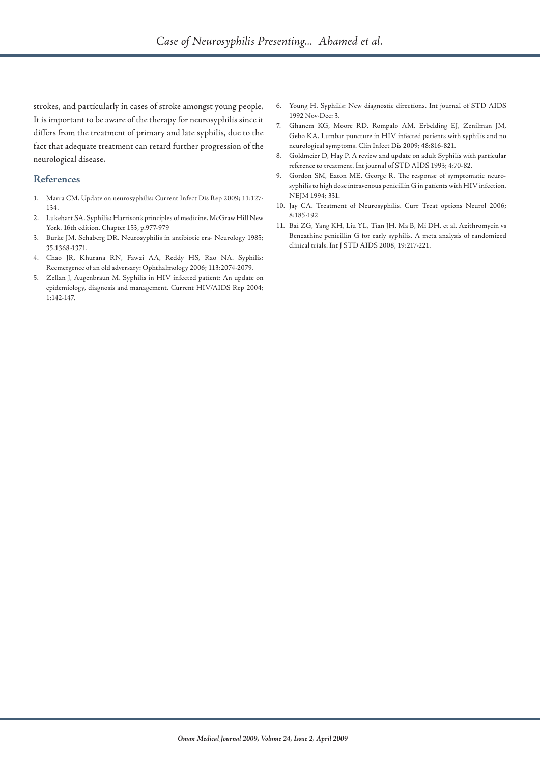strokes, and particularly in cases of stroke amongst young people. It is important to be aware of the therapy for neurosyphilis since it differs from the treatment of primary and late syphilis, due to the fact that adequate treatment can retard further progression of the neurological disease.

## References

1. Marra CM. Update on neurosyphilis: Current Infect Dis Rep 2009; 11:127-134.
2. Lukehart SA. Syphilis: Harrison's principles of medicine. McGraw Hill New York. 16th edition. Chapter 153, p.977-979
3. Burke JM, Schaberg DR. Neurosyphilis in antibiotic era- Neurology 1985; 35:1368-1371.
4. Chao JR, Khurana RN, Fawzi AA, Reddy HS, Rao NA. Syphilis: Reemergence of an old adversary: Ophthalmology 2006; 113:2074-2079.
5. Zellan J, Augenbraun M. Syphilis in HIV infected patient: An update on epidemiology, diagnosis and management. Current HIV/AIDS Rep 2004; 1:142-147.
6. Young H. Syphilis: New diagnostic directions. Int journal of STD AIDS 1992 Nov-Dec: 3.
7. Ghanem KG, Moore RD, Rompalo AM, Erbelding EJ, Zenilman JM, Gebo KA. Lumbar puncture in HIV infected patients with syphilis and no neurological symptoms. Clin Infect Dis 2009; 48:816-821.
8. Goldmeier D, Hay P. A review and update on adult Syphilis with particular reference to treatment. Int journal of STD AIDS 1993; 4:70-82.
9. Gordon SM, Eaton ME, George R. The response of symptomatic neuro-syphilis to high dose intravenous penicillin G in patients with HIV infection. NEJM 1994; 331.
10. Jay CA. Treatment of Neurosyphilis. Curr Treat options Neurol 2006; 8:185-192
11. Bai ZG, Yang KH, Liu YL, Tian JH, Ma B, Mi DH, et al. Azithromycin vs Benzathine penicillin G for early syphilis. A meta analysis of randomized clinical trials. Int J STD AIDS 2008; 19:217-221.